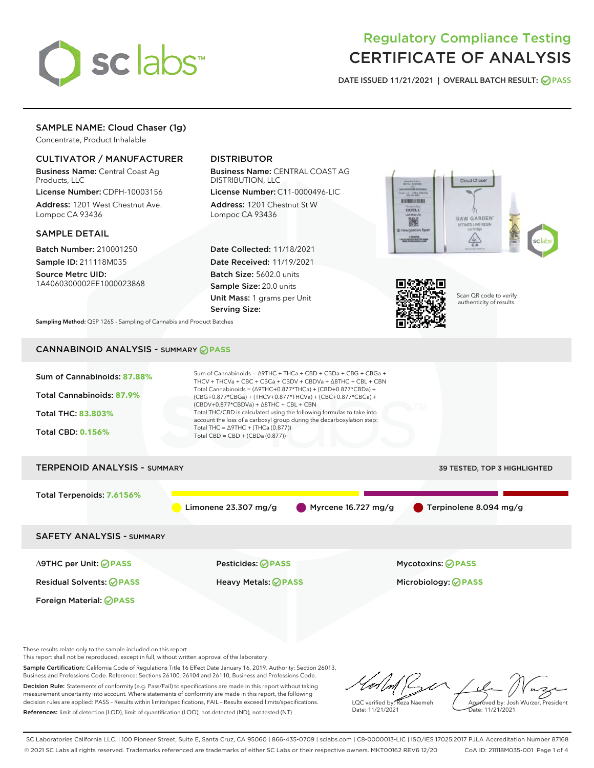# Regulatory Compliance Testing
# CERTIFICATE OF ANALYSIS

DATE ISSUED 11/21/2021 | OVERALL BATCH RESULT: PASS

## SAMPLE NAME: Cloud Chaser (1g)

Concentrate, Product Inhalable

### CULTIVATOR / MANUFACTURER

**Business Name:** Central Coast Ag Products, LLC

**License Number:** CDPH-10003156

**Address:** 1201 West Chestnut Ave. Lompoc CA 93436

### DISTRIBUTOR

**Business Name:** CENTRAL COAST AG DISTRIBUTION, LLC

**License Number:** C11-0000496-LIC

**Address:** 1201 Chestnut St W Lompoc CA 93436

### SAMPLE DETAIL

**Batch Number:** 210001250

**Sample ID:** 211118M035

**Source Metrc UID:** 1A4060300002EE1000023868

**Date Collected:** 11/18/2021

**Date Received:** 11/19/2021

**Batch Size:** 5602.0 units

**Sample Size:** 20.0 units

**Unit Mass:** 1 grams per Unit

**Serving Size:**

Scan QR code to verify authenticity of results.

**Sampling Method:** QSP 1265 - Sampling of Cannabis and Product Batches

## CANNABINOID ANALYSIS - SUMMARY PASS

Sum of Cannabinoids: **87.88%**

Total Cannabinoids: **87.9%**

Total THC: **83.803%**

Total CBD: **0.156%**

Sum of Cannabinoids = Δ9THC + THCa + CBD + CBDa + CBG + CBGa + THCV + THCVa + CBC + CBCa + CBDV + CBDVa + Δ8THC + CBL + CBN

Total Cannabinoids = (Δ9THC+0.877*THCa) + (CBD+0.877*CBDa) + (CBG+0.877*CBGa) + (THCV+0.877*THCVa) + (CBC+0.877*CBCa) + (CBDV+0.877*CBDVa) + Δ8THC + CBL + CBN

Total THC/CBD is calculated using the following formulas to take into account the loss of a carboxyl group during the decarboxylation step:

Total THC = Δ9THC + (THCa (0.877))

Total CBD = CBD + (CBDa (0.877))

## TERPENOID ANALYSIS - SUMMARY

39 TESTED, TOP 3 HIGHLIGHTED

Total Terpenoids: **7.6156%**

Limonene 23.307 mg/g | Myrcene 16.727 mg/g | Terpinolene 8.094 mg/g

## SAFETY ANALYSIS - SUMMARY

| | | |
|---|---|---|
| Δ9THC per Unit: PASS | Pesticides: PASS | Mycotoxins: PASS |
| Residual Solvents: PASS | Heavy Metals: PASS | Microbiology: PASS |
| Foreign Material: PASS | | |

These results relate only to the sample included on this report.
This report shall not be reproduced, except in full, without written approval of the laboratory.

**Sample Certification:** California Code of Regulations Title 16 Effect Date January 16, 2019. Authority: Section 26013, Business and Professions Code. Reference: Sections 26100, 26104 and 26110, Business and Professions Code.

**Decision Rule:** Statements of conformity (e.g. Pass/Fail) to specifications are made in this report without taking measurement uncertainty into account. Where statements of conformity are made in this report, the following decision rules are applied: PASS – Results within limits/specifications, FAIL – Results exceed limits/specifications.

**References:** limit of detection (LOD), limit of quantification (LOQ), not detected (ND), not tested (NT)

LQC verified by: Reza Naemeh
Date: 11/21/2021

Approved by: Josh Wurzer, President
Date: 11/21/2021

SC Laboratories California LLC. | 100 Pioneer Street, Suite E, Santa Cruz, CA 95060 | 866-435-0709 | sclabs.com | C8-0000013-LIC | ISO/IES 17025:2017 PJLA Accreditation Number 87168
© 2021 SC Labs all rights reserved. Trademarks referenced are trademarks of either SC Labs or their respective owners. MKT00162 REV6 12/20 CoA ID: 211118M035-001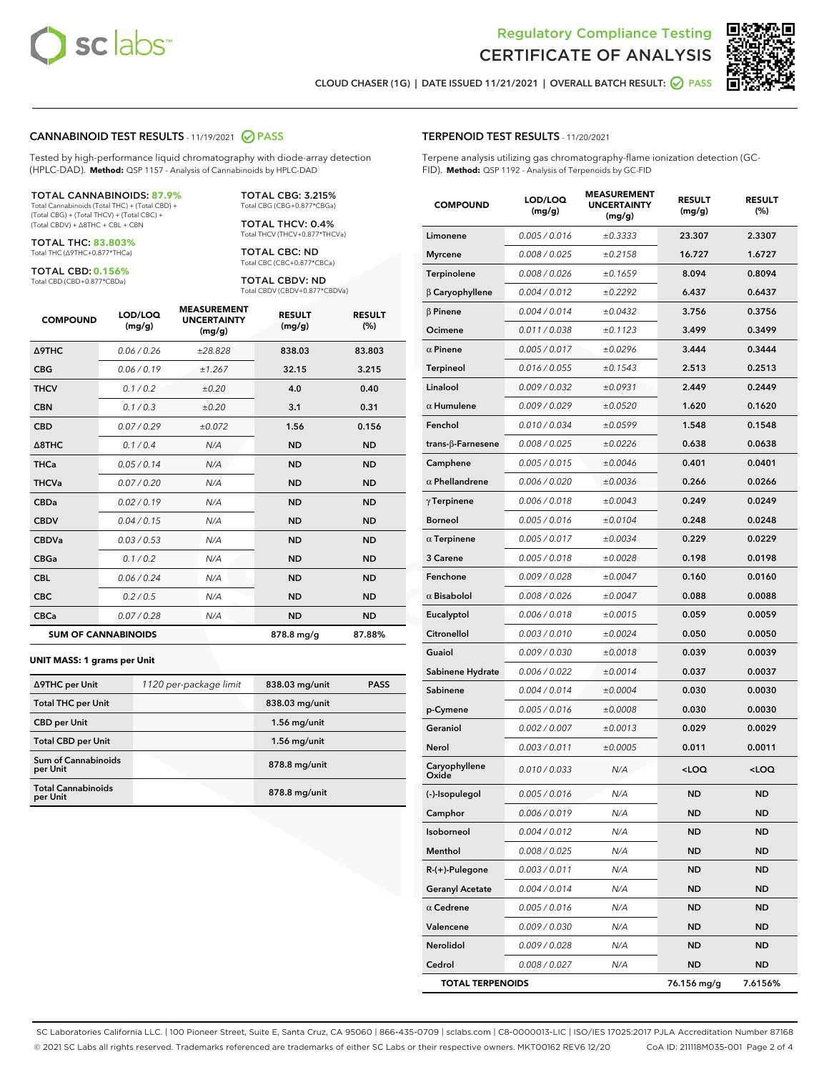Regulatory Compliance Testing
CERTIFICATE OF ANALYSIS

CLOUD CHASER (1G) | DATE ISSUED 11/21/2021 | OVERALL BATCH RESULT: PASS

## CANNABINOID TEST RESULTS - 11/19/2021 PASS

Tested by high-performance liquid chromatography with diode-array detection (HPLC-DAD). **Method:** QSP 1157 - Analysis of Cannabinoids by HPLC-DAD

**TOTAL CANNABINOIDS: 87.9%**
Total Cannabinoids (Total THC) + (Total CBD) + (Total CBG) + (Total THCV) + (Total CBC) + (Total CBDV) + Δ8THC + CBL + CBN

**TOTAL THC: 83.803%**
Total THC (Δ9THC+0.877*THCa)

**TOTAL CBD: 0.156%**
Total CBD (CBD+0.877*CBDa)

**TOTAL CBG: 3.215%**
Total CBG (CBG+0.877*CBGa)

**TOTAL THCV: 0.4%**
Total THCV (THCV+0.877*THCVa)

**TOTAL CBC: ND**
Total CBC (CBC+0.877*CBCa)

**TOTAL CBDV: ND**
Total CBDV (CBDV+0.877*CBDVa)

| COMPOUND | LOD/LOQ (mg/g) | MEASUREMENT UNCERTAINTY (mg/g) | RESULT (mg/g) | RESULT (%) |
|---|---|---|---|---|
| Δ9THC | 0.06 / 0.26 | ±28.828 | 838.03 | 83.803 |
| CBG | 0.06 / 0.19 | ±1.267 | 32.15 | 3.215 |
| THCV | 0.1 / 0.2 | ±0.20 | 4.0 | 0.40 |
| CBN | 0.1 / 0.3 | ±0.20 | 3.1 | 0.31 |
| CBD | 0.07 / 0.29 | ±0.072 | 1.56 | 0.156 |
| Δ8THC | 0.1 / 0.4 | N/A | ND | ND |
| THCa | 0.05 / 0.14 | N/A | ND | ND |
| THCVa | 0.07 / 0.20 | N/A | ND | ND |
| CBDa | 0.02 / 0.19 | N/A | ND | ND |
| CBDV | 0.04 / 0.15 | N/A | ND | ND |
| CBDVa | 0.03 / 0.53 | N/A | ND | ND |
| CBGa | 0.1 / 0.2 | N/A | ND | ND |
| CBL | 0.06 / 0.24 | N/A | ND | ND |
| CBC | 0.2 / 0.5 | N/A | ND | ND |
| CBCa | 0.07 / 0.28 | N/A | ND | ND |
| **SUM OF CANNABINOIDS** | | | 878.8 mg/g | 87.88% |

**UNIT MASS: 1 grams per Unit**

| | | | |
|---|---|---|---|
| Δ9THC per Unit | 1120 per-package limit | 838.03 mg/unit | PASS |
| Total THC per Unit | | 838.03 mg/unit | |
| CBD per Unit | | 1.56 mg/unit | |
| Total CBD per Unit | | 1.56 mg/unit | |
| Sum of Cannabinoids per Unit | | 878.8 mg/unit | |
| Total Cannabinoids per Unit | | 878.8 mg/unit | |

## TERPENOID TEST RESULTS - 11/20/2021

Terpene analysis utilizing gas chromatography-flame ionization detection (GC-FID). **Method:** QSP 1192 - Analysis of Terpenoids by GC-FID

| COMPOUND | LOD/LOQ (mg/g) | MEASUREMENT UNCERTAINTY (mg/g) | RESULT (mg/g) | RESULT (%) |
|---|---|---|---|---|
| Limonene | 0.005 / 0.016 | ±0.3333 | 23.307 | 2.3307 |
| Myrcene | 0.008 / 0.025 | ±0.2158 | 16.727 | 1.6727 |
| Terpinolene | 0.008 / 0.026 | ±0.1659 | 8.094 | 0.8094 |
| β Caryophyllene | 0.004 / 0.012 | ±0.2292 | 6.437 | 0.6437 |
| β Pinene | 0.004 / 0.014 | ±0.0432 | 3.756 | 0.3756 |
| Ocimene | 0.011 / 0.038 | ±0.1123 | 3.499 | 0.3499 |
| α Pinene | 0.005 / 0.017 | ±0.0296 | 3.444 | 0.3444 |
| Terpineol | 0.016 / 0.055 | ±0.1543 | 2.513 | 0.2513 |
| Linalool | 0.009 / 0.032 | ±0.0931 | 2.449 | 0.2449 |
| α Humulene | 0.009 / 0.029 | ±0.0520 | 1.620 | 0.1620 |
| Fenchol | 0.010 / 0.034 | ±0.0599 | 1.548 | 0.1548 |
| trans-β-Farnesene | 0.008 / 0.025 | ±0.0226 | 0.638 | 0.0638 |
| Camphene | 0.005 / 0.015 | ±0.0046 | 0.401 | 0.0401 |
| α Phellandrene | 0.006 / 0.020 | ±0.0036 | 0.266 | 0.0266 |
| γ Terpinene | 0.006 / 0.018 | ±0.0043 | 0.249 | 0.0249 |
| Borneol | 0.005 / 0.016 | ±0.0104 | 0.248 | 0.0248 |
| α Terpinene | 0.005 / 0.017 | ±0.0034 | 0.229 | 0.0229 |
| 3 Carene | 0.005 / 0.018 | ±0.0028 | 0.198 | 0.0198 |
| Fenchone | 0.009 / 0.028 | ±0.0047 | 0.160 | 0.0160 |
| α Bisabolol | 0.008 / 0.026 | ±0.0047 | 0.088 | 0.0088 |
| Eucalyptol | 0.006 / 0.018 | ±0.0015 | 0.059 | 0.0059 |
| Citronellol | 0.003 / 0.010 | ±0.0024 | 0.050 | 0.0050 |
| Guaiol | 0.009 / 0.030 | ±0.0018 | 0.039 | 0.0039 |
| Sabinene Hydrate | 0.006 / 0.022 | ±0.0014 | 0.037 | 0.0037 |
| Sabinene | 0.004 / 0.014 | ±0.0004 | 0.030 | 0.0030 |
| p-Cymene | 0.005 / 0.016 | ±0.0008 | 0.030 | 0.0030 |
| Geraniol | 0.002 / 0.007 | ±0.0013 | 0.029 | 0.0029 |
| Nerol | 0.003 / 0.011 | ±0.0005 | 0.011 | 0.0011 |
| Caryophyllene Oxide | 0.010 / 0.033 | N/A | <LOQ | <LOQ |
| (-)-Isopulegol | 0.005 / 0.016 | N/A | ND | ND |
| Camphor | 0.006 / 0.019 | N/A | ND | ND |
| Isoborneol | 0.004 / 0.012 | N/A | ND | ND |
| Menthol | 0.008 / 0.025 | N/A | ND | ND |
| R-(+)-Pulegone | 0.003 / 0.011 | N/A | ND | ND |
| Geranyl Acetate | 0.004 / 0.014 | N/A | ND | ND |
| α Cedrene | 0.005 / 0.016 | N/A | ND | ND |
| Valencene | 0.009 / 0.030 | N/A | ND | ND |
| Nerolidol | 0.009 / 0.028 | N/A | ND | ND |
| Cedrol | 0.008 / 0.027 | N/A | ND | ND |
| **TOTAL TERPENOIDS** | | | 76.156 mg/g | 7.6156% |

SC Laboratories California LLC. | 100 Pioneer Street, Suite E, Santa Cruz, CA 95060 | 866-435-0709 | sclabs.com | C8-0000013-LIC | ISO/IES 17025:2017 PJLA Accreditation Number 87168
© 2021 SC Labs all rights reserved. Trademarks referenced are trademarks of either SC Labs or their respective owners. MKT00162 REV6 12/20 CoA ID: 211118M035-001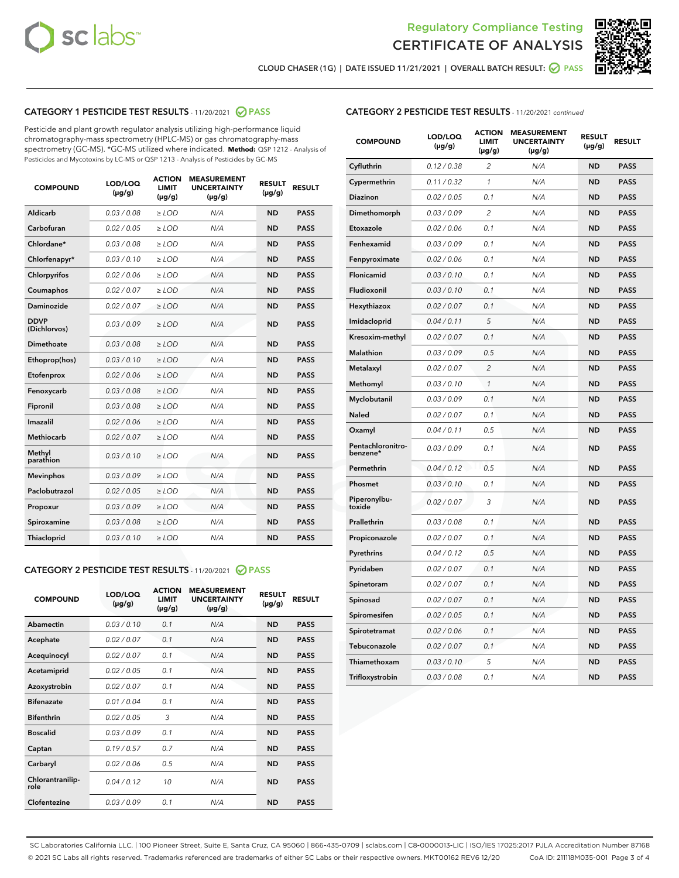Regulatory Compliance Testing
CERTIFICATE OF ANALYSIS

CLOUD CHASER (1G) | DATE ISSUED 11/21/2021 | OVERALL BATCH RESULT: PASS

## CATEGORY 1 PESTICIDE TEST RESULTS - 11/20/2021 PASS

Pesticide and plant growth regulator analysis utilizing high-performance liquid chromatography-mass spectrometry (HPLC-MS) or gas chromatography-mass spectrometry (GC-MS). *GC-MS utilized where indicated. **Method:** QSP 1212 - Analysis of Pesticides and Mycotoxins by LC-MS or QSP 1213 - Analysis of Pesticides by GC-MS

| COMPOUND | LOD/LOQ (μg/g) | ACTION LIMIT (μg/g) | MEASUREMENT UNCERTAINTY (μg/g) | RESULT (μg/g) | RESULT |
|---|---|---|---|---|---|
| Aldicarb | 0.03 / 0.08 | ≥ LOD | N/A | ND | PASS |
| Carbofuran | 0.02 / 0.05 | ≥ LOD | N/A | ND | PASS |
| Chlordane* | 0.03 / 0.08 | ≥ LOD | N/A | ND | PASS |
| Chlorfenapyr* | 0.03 / 0.10 | ≥ LOD | N/A | ND | PASS |
| Chlorpyrifos | 0.02 / 0.06 | ≥ LOD | N/A | ND | PASS |
| Coumaphos | 0.02 / 0.07 | ≥ LOD | N/A | ND | PASS |
| Daminozide | 0.02 / 0.07 | ≥ LOD | N/A | ND | PASS |
| DDVP (Dichlorvos) | 0.03 / 0.09 | ≥ LOD | N/A | ND | PASS |
| Dimethoate | 0.03 / 0.08 | ≥ LOD | N/A | ND | PASS |
| Ethoprop(hos) | 0.03 / 0.10 | ≥ LOD | N/A | ND | PASS |
| Etofenprox | 0.02 / 0.06 | ≥ LOD | N/A | ND | PASS |
| Fenoxycarb | 0.03 / 0.08 | ≥ LOD | N/A | ND | PASS |
| Fipronil | 0.03 / 0.08 | ≥ LOD | N/A | ND | PASS |
| Imazalil | 0.02 / 0.06 | ≥ LOD | N/A | ND | PASS |
| Methiocarb | 0.02 / 0.07 | ≥ LOD | N/A | ND | PASS |
| Methyl parathion | 0.03 / 0.10 | ≥ LOD | N/A | ND | PASS |
| Mevinphos | 0.03 / 0.09 | ≥ LOD | N/A | ND | PASS |
| Paclobutrazol | 0.02 / 0.05 | ≥ LOD | N/A | ND | PASS |
| Propoxur | 0.03 / 0.09 | ≥ LOD | N/A | ND | PASS |
| Spiroxamine | 0.03 / 0.08 | ≥ LOD | N/A | ND | PASS |
| Thiacloprid | 0.03 / 0.10 | ≥ LOD | N/A | ND | PASS |

## CATEGORY 2 PESTICIDE TEST RESULTS - 11/20/2021 PASS

| COMPOUND | LOD/LOQ (μg/g) | ACTION LIMIT (μg/g) | MEASUREMENT UNCERTAINTY (μg/g) | RESULT (μg/g) | RESULT |
|---|---|---|---|---|---|
| Abamectin | 0.03 / 0.10 | 0.1 | N/A | ND | PASS |
| Acephate | 0.02 / 0.07 | 0.1 | N/A | ND | PASS |
| Acequinocyl | 0.02 / 0.07 | 0.1 | N/A | ND | PASS |
| Acetamiprid | 0.02 / 0.05 | 0.1 | N/A | ND | PASS |
| Azoxystrobin | 0.02 / 0.07 | 0.1 | N/A | ND | PASS |
| Bifenazate | 0.01 / 0.04 | 0.1 | N/A | ND | PASS |
| Bifenthrin | 0.02 / 0.05 | 3 | N/A | ND | PASS |
| Boscalid | 0.03 / 0.09 | 0.1 | N/A | ND | PASS |
| Captan | 0.19 / 0.57 | 0.7 | N/A | ND | PASS |
| Carbaryl | 0.02 / 0.06 | 0.5 | N/A | ND | PASS |
| Chlorantraniliprole | 0.04 / 0.12 | 10 | N/A | ND | PASS |
| Clofentezine | 0.03 / 0.09 | 0.1 | N/A | ND | PASS |
| Cyfluthrin | 0.12 / 0.38 | 2 | N/A | ND | PASS |
| Cypermethrin | 0.11 / 0.32 | 1 | N/A | ND | PASS |
| Diazinon | 0.02 / 0.05 | 0.1 | N/A | ND | PASS |
| Dimethomorph | 0.03 / 0.09 | 2 | N/A | ND | PASS |
| Etoxazole | 0.02 / 0.06 | 0.1 | N/A | ND | PASS |
| Fenhexamid | 0.03 / 0.09 | 0.1 | N/A | ND | PASS |
| Fenpyroximate | 0.02 / 0.06 | 0.1 | N/A | ND | PASS |
| Flonicamid | 0.03 / 0.10 | 0.1 | N/A | ND | PASS |
| Fludioxonil | 0.03 / 0.10 | 0.1 | N/A | ND | PASS |
| Hexythiazox | 0.02 / 0.07 | 0.1 | N/A | ND | PASS |
| Imidacloprid | 0.04 / 0.11 | 5 | N/A | ND | PASS |
| Kresoxim-methyl | 0.02 / 0.07 | 0.1 | N/A | ND | PASS |
| Malathion | 0.03 / 0.09 | 0.5 | N/A | ND | PASS |
| Metalaxyl | 0.02 / 0.07 | 2 | N/A | ND | PASS |
| Methomyl | 0.03 / 0.10 | 1 | N/A | ND | PASS |
| Myclobutanil | 0.03 / 0.09 | 0.1 | N/A | ND | PASS |
| Naled | 0.02 / 0.07 | 0.1 | N/A | ND | PASS |
| Oxamyl | 0.04 / 0.11 | 0.5 | N/A | ND | PASS |
| Pentachloronitrobenzene* | 0.03 / 0.09 | 0.1 | N/A | ND | PASS |
| Permethrin | 0.04 / 0.12 | 0.5 | N/A | ND | PASS |
| Phosmet | 0.03 / 0.10 | 0.1 | N/A | ND | PASS |
| Piperonylbutoxide | 0.02 / 0.07 | 3 | N/A | ND | PASS |
| Prallethrin | 0.03 / 0.08 | 0.1 | N/A | ND | PASS |
| Propiconazole | 0.02 / 0.07 | 0.1 | N/A | ND | PASS |
| Pyrethrins | 0.04 / 0.12 | 0.5 | N/A | ND | PASS |
| Pyridaben | 0.02 / 0.07 | 0.1 | N/A | ND | PASS |
| Spinetoram | 0.02 / 0.07 | 0.1 | N/A | ND | PASS |
| Spinosad | 0.02 / 0.07 | 0.1 | N/A | ND | PASS |
| Spiromesifen | 0.02 / 0.05 | 0.1 | N/A | ND | PASS |
| Spirotetramat | 0.02 / 0.06 | 0.1 | N/A | ND | PASS |
| Tebuconazole | 0.02 / 0.07 | 0.1 | N/A | ND | PASS |
| Thiamethoxam | 0.03 / 0.10 | 5 | N/A | ND | PASS |
| Trifloxystrobin | 0.03 / 0.08 | 0.1 | N/A | ND | PASS |

SC Laboratories California LLC. | 100 Pioneer Street, Suite E, Santa Cruz, CA 95060 | 866-435-0709 | sclabs.com | C8-0000013-LIC | ISO/IES 17025:2017 PJLA Accreditation Number 87168
© 2021 SC Labs all rights reserved. Trademarks referenced are trademarks of either SC Labs or their respective owners. MKT00162 REV6 12/20 CoA ID: 211118M035-001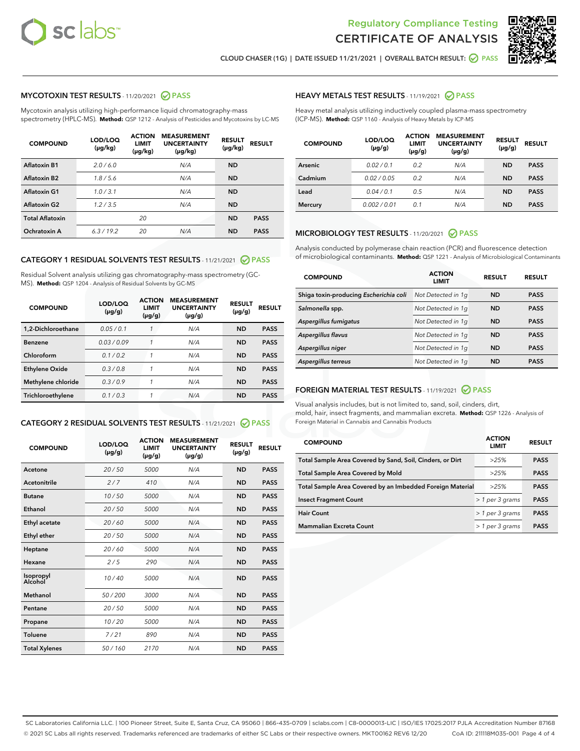Regulatory Compliance Testing

# CERTIFICATE OF ANALYSIS

CLOUD CHASER (1G) | DATE ISSUED 11/21/2021 | OVERALL BATCH RESULT: PASS

## MYCOTOXIN TEST RESULTS - 11/20/2021 PASS

Mycotoxin analysis utilizing high-performance liquid chromatography-mass spectrometry (HPLC-MS). **Method:** QSP 1212 - Analysis of Pesticides and Mycotoxins by LC-MS

| COMPOUND | LOD/LOQ (µg/kg) | ACTION LIMIT (µg/kg) | MEASUREMENT UNCERTAINTY (µg/kg) | RESULT (µg/kg) | RESULT |
|---|---|---|---|---|---|
| Aflatoxin B1 | 2.0 / 6.0 | | N/A | ND | |
| Aflatoxin B2 | 1.8 / 5.6 | | N/A | ND | |
| Aflatoxin G1 | 1.0 / 3.1 | | N/A | ND | |
| Aflatoxin G2 | 1.2 / 3.5 | | N/A | ND | |
| Total Aflatoxin | | 20 | | ND | PASS |
| Ochratoxin A | 6.3 / 19.2 | 20 | N/A | ND | PASS |

## CATEGORY 1 RESIDUAL SOLVENTS TEST RESULTS - 11/21/2021 PASS

Residual Solvent analysis utilizing gas chromatography-mass spectrometry (GC-MS). **Method:** QSP 1204 - Analysis of Residual Solvents by GC-MS

| COMPOUND | LOD/LOQ (µg/g) | ACTION LIMIT (µg/g) | MEASUREMENT UNCERTAINTY (µg/g) | RESULT (µg/g) | RESULT |
|---|---|---|---|---|---|
| 1,2-Dichloroethane | 0.05 / 0.1 | 1 | N/A | ND | PASS |
| Benzene | 0.03 / 0.09 | 1 | N/A | ND | PASS |
| Chloroform | 0.1 / 0.2 | 1 | N/A | ND | PASS |
| Ethylene Oxide | 0.3 / 0.8 | 1 | N/A | ND | PASS |
| Methylene chloride | 0.3 / 0.9 | 1 | N/A | ND | PASS |
| Trichloroethylene | 0.1 / 0.3 | 1 | N/A | ND | PASS |

## CATEGORY 2 RESIDUAL SOLVENTS TEST RESULTS - 11/21/2021 PASS

| COMPOUND | LOD/LOQ (µg/g) | ACTION LIMIT (µg/g) | MEASUREMENT UNCERTAINTY (µg/g) | RESULT (µg/g) | RESULT |
|---|---|---|---|---|---|
| Acetone | 20 / 50 | 5000 | N/A | ND | PASS |
| Acetonitrile | 2 / 7 | 410 | N/A | ND | PASS |
| Butane | 10 / 50 | 5000 | N/A | ND | PASS |
| Ethanol | 20 / 50 | 5000 | N/A | ND | PASS |
| Ethyl acetate | 20 / 60 | 5000 | N/A | ND | PASS |
| Ethyl ether | 20 / 50 | 5000 | N/A | ND | PASS |
| Heptane | 20 / 60 | 5000 | N/A | ND | PASS |
| Hexane | 2 / 5 | 290 | N/A | ND | PASS |
| Isopropyl Alcohol | 10 / 40 | 5000 | N/A | ND | PASS |
| Methanol | 50 / 200 | 3000 | N/A | ND | PASS |
| Pentane | 20 / 50 | 5000 | N/A | ND | PASS |
| Propane | 10 / 20 | 5000 | N/A | ND | PASS |
| Toluene | 7 / 21 | 890 | N/A | ND | PASS |
| Total Xylenes | 50 / 160 | 2170 | N/A | ND | PASS |

## HEAVY METALS TEST RESULTS - 11/19/2021 PASS

Heavy metal analysis utilizing inductively coupled plasma-mass spectrometry (ICP-MS). **Method:** QSP 1160 - Analysis of Heavy Metals by ICP-MS

| COMPOUND | LOD/LOQ (µg/g) | ACTION LIMIT (µg/g) | MEASUREMENT UNCERTAINTY (µg/g) | RESULT (µg/g) | RESULT |
|---|---|---|---|---|---|
| Arsenic | 0.02 / 0.1 | 0.2 | N/A | ND | PASS |
| Cadmium | 0.02 / 0.05 | 0.2 | N/A | ND | PASS |
| Lead | 0.04 / 0.1 | 0.5 | N/A | ND | PASS |
| Mercury | 0.002 / 0.01 | 0.1 | N/A | ND | PASS |

## MICROBIOLOGY TEST RESULTS - 11/20/2021 PASS

Analysis conducted by polymerase chain reaction (PCR) and fluorescence detection of microbiological contaminants. **Method:** QSP 1221 - Analysis of Microbiological Contaminants

| COMPOUND | ACTION LIMIT | RESULT | RESULT |
|---|---|---|---|
| Shiga toxin-producing *Escherichia coli* | Not Detected in 1g | ND | PASS |
| *Salmonella* spp. | Not Detected in 1g | ND | PASS |
| *Aspergillus fumigatus* | Not Detected in 1g | ND | PASS |
| *Aspergillus flavus* | Not Detected in 1g | ND | PASS |
| *Aspergillus niger* | Not Detected in 1g | ND | PASS |
| *Aspergillus terreus* | Not Detected in 1g | ND | PASS |

## FOREIGN MATERIAL TEST RESULTS - 11/19/2021 PASS

Visual analysis includes, but is not limited to, sand, soil, cinders, dirt, mold, hair, insect fragments, and mammalian excreta. **Method:** QSP 1226 - Analysis of Foreign Material in Cannabis and Cannabis Products

| COMPOUND | ACTION LIMIT | RESULT |
|---|---|---|
| Total Sample Area Covered by Sand, Soil, Cinders, or Dirt | >25% | PASS |
| Total Sample Area Covered by Mold | >25% | PASS |
| Total Sample Area Covered by an Imbedded Foreign Material | >25% | PASS |
| Insect Fragment Count | > 1 per 3 grams | PASS |
| Hair Count | > 1 per 3 grams | PASS |
| Mammalian Excreta Count | > 1 per 3 grams | PASS |

SC Laboratories California LLC. | 100 Pioneer Street, Suite E, Santa Cruz, CA 95060 | 866-435-0709 | sclabs.com | C8-0000013-LIC | ISO/IES 17025:2017 PJLA Accreditation Number 87168
© 2021 SC Labs all rights reserved. Trademarks referenced are trademarks of either SC Labs or their respective owners. MKT00162 REV6 12/20 CoA ID: 211118M035-001